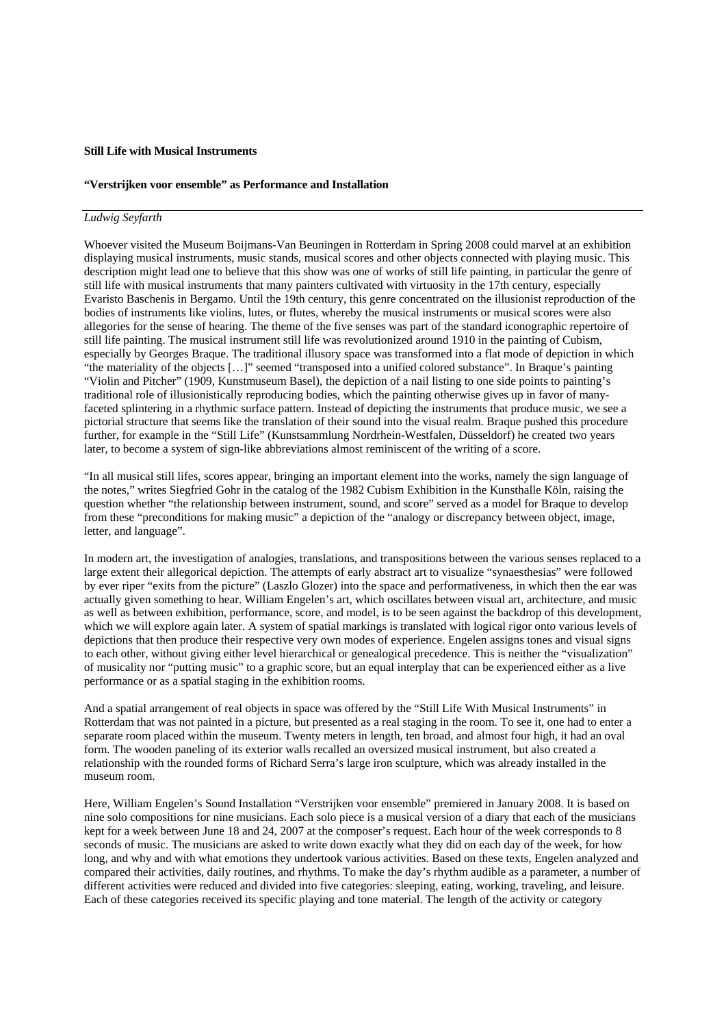**Still Life with Musical Instruments**

**"Verstrijken voor ensemble" as Performance and Installation**

---

*Ludwig Seyfarth*

Whoever visited the Museum Boijmans-Van Beuningen in Rotterdam in Spring 2008 could marvel at an exhibition displaying musical instruments, music stands, musical scores and other objects connected with playing music. This description might lead one to believe that this show was one of works of still life painting, in particular the genre of still life with musical instruments that many painters cultivated with virtuosity in the 17th century, especially Evaristo Baschenis in Bergamo. Until the 19th century, this genre concentrated on the illusionist reproduction of the bodies of instruments like violins, lutes, or flutes, whereby the musical instruments or musical scores were also allegories for the sense of hearing. The theme of the five senses was part of the standard iconographic repertoire of still life painting. The musical instrument still life was revolutionized around 1910 in the painting of Cubism, especially by Georges Braque. The traditional illusory space was transformed into a flat mode of depiction in which "the materiality of the objects […]" seemed "transposed into a unified colored substance". In Braque's painting "Violin and Pitcher" (1909, Kunstmuseum Basel), the depiction of a nail listing to one side points to painting's traditional role of illusionistically reproducing bodies, which the painting otherwise gives up in favor of many-faceted splintering in a rhythmic surface pattern. Instead of depicting the instruments that produce music, we see a pictorial structure that seems like the translation of their sound into the visual realm. Braque pushed this procedure further, for example in the "Still Life" (Kunstsammlung Nordrhein-Westfalen, Düsseldorf) he created two years later, to become a system of sign-like abbreviations almost reminiscent of the writing of a score.

"In all musical still lifes, scores appear, bringing an important element into the works, namely the sign language of the notes," writes Siegfried Gohr in the catalog of the 1982 Cubism Exhibition in the Kunsthalle Köln, raising the question whether "the relationship between instrument, sound, and score" served as a model for Braque to develop from these "preconditions for making music" a depiction of the "analogy or discrepancy between object, image, letter, and language".

In modern art, the investigation of analogies, translations, and transpositions between the various senses replaced to a large extent their allegorical depiction. The attempts of early abstract art to visualize "synaesthesias" were followed by ever riper "exits from the picture" (Laszlo Glozer) into the space and performativeness, in which then the ear was actually given something to hear. William Engelen's art, which oscillates between visual art, architecture, and music as well as between exhibition, performance, score, and model, is to be seen against the backdrop of this development, which we will explore again later. A system of spatial markings is translated with logical rigor onto various levels of depictions that then produce their respective very own modes of experience. Engelen assigns tones and visual signs to each other, without giving either level hierarchical or genealogical precedence. This is neither the "visualization" of musicality nor "putting music" to a graphic score, but an equal interplay that can be experienced either as a live performance or as a spatial staging in the exhibition rooms.

And a spatial arrangement of real objects in space was offered by the "Still Life With Musical Instruments" in Rotterdam that was not painted in a picture, but presented as a real staging in the room. To see it, one had to enter a separate room placed within the museum. Twenty meters in length, ten broad, and almost four high, it had an oval form. The wooden paneling of its exterior walls recalled an oversized musical instrument, but also created a relationship with the rounded forms of Richard Serra's large iron sculpture, which was already installed in the museum room.

Here, William Engelen's Sound Installation "Verstrijken voor ensemble" premiered in January 2008. It is based on nine solo compositions for nine musicians. Each solo piece is a musical version of a diary that each of the musicians kept for a week between June 18 and 24, 2007 at the composer's request. Each hour of the week corresponds to 8 seconds of music. The musicians are asked to write down exactly what they did on each day of the week, for how long, and why and with what emotions they undertook various activities. Based on these texts, Engelen analyzed and compared their activities, daily routines, and rhythms. To make the day's rhythm audible as a parameter, a number of different activities were reduced and divided into five categories: sleeping, eating, working, traveling, and leisure. Each of these categories received its specific playing and tone material. The length of the activity or category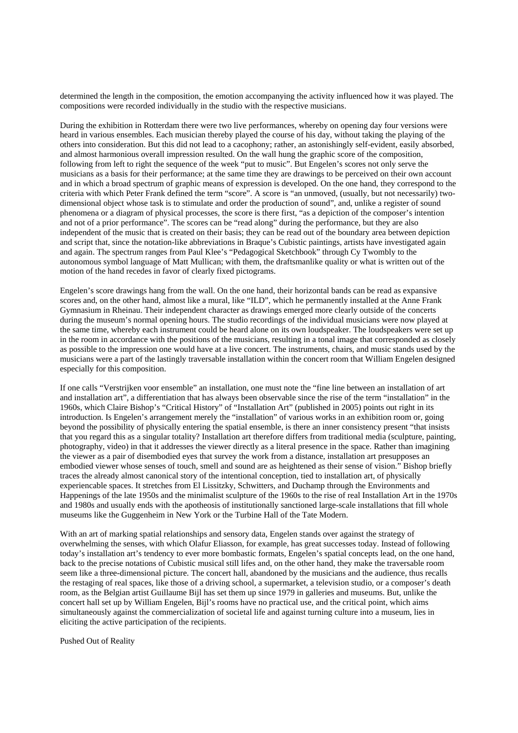determined the length in the composition, the emotion accompanying the activity influenced how it was played. The compositions were recorded individually in the studio with the respective musicians.

During the exhibition in Rotterdam there were two live performances, whereby on opening day four versions were heard in various ensembles. Each musician thereby played the course of his day, without taking the playing of the others into consideration. But this did not lead to a cacophony; rather, an astonishingly self-evident, easily absorbed, and almost harmonious overall impression resulted. On the wall hung the graphic score of the composition, following from left to right the sequence of the week "put to music". But Engelen's scores not only serve the musicians as a basis for their performance; at the same time they are drawings to be perceived on their own account and in which a broad spectrum of graphic means of expression is developed. On the one hand, they correspond to the criteria with which Peter Frank defined the term "score". A score is "an unmoved, (usually, but not necessarily) two-dimensional object whose task is to stimulate and order the production of sound", and, unlike a register of sound phenomena or a diagram of physical processes, the score is there first, "as a depiction of the composer's intention and not of a prior performance". The scores can be "read along" during the performance, but they are also independent of the music that is created on their basis; they can be read out of the boundary area between depiction and script that, since the notation-like abbreviations in Braque's Cubistic paintings, artists have investigated again and again. The spectrum ranges from Paul Klee's "Pedagogical Sketchbook" through Cy Twombly to the autonomous symbol language of Matt Mullican; with them, the draftsmanlike quality or what is written out of the motion of the hand recedes in favor of clearly fixed pictograms.

Engelen's score drawings hang from the wall. On the one hand, their horizontal bands can be read as expansive scores and, on the other hand, almost like a mural, like "ILD", which he permanently installed at the Anne Frank Gymnasium in Rheinau. Their independent character as drawings emerged more clearly outside of the concerts during the museum's normal opening hours. The studio recordings of the individual musicians were now played at the same time, whereby each instrument could be heard alone on its own loudspeaker. The loudspeakers were set up in the room in accordance with the positions of the musicians, resulting in a tonal image that corresponded as closely as possible to the impression one would have at a live concert. The instruments, chairs, and music stands used by the musicians were a part of the lastingly traversable installation within the concert room that William Engelen designed especially for this composition.

If one calls "Verstrijken voor ensemble" an installation, one must note the "fine line between an installation of art and installation art", a differentiation that has always been observable since the rise of the term "installation" in the 1960s, which Claire Bishop's "Critical History" of "Installation Art" (published in 2005) points out right in its introduction. Is Engelen's arrangement merely the "installation" of various works in an exhibition room or, going beyond the possibility of physically entering the spatial ensemble, is there an inner consistency present "that insists that you regard this as a singular totality? Installation art therefore differs from traditional media (sculpture, painting, photography, video) in that it addresses the viewer directly as a literal presence in the space. Rather than imagining the viewer as a pair of disembodied eyes that survey the work from a distance, installation art presupposes an embodied viewer whose senses of touch, smell and sound are as heightened as their sense of vision." Bishop briefly traces the already almost canonical story of the intentional conception, tied to installation art, of physically experiencable spaces. It stretches from El Lissitzky, Schwitters, and Duchamp through the Environments and Happenings of the late 1950s and the minimalist sculpture of the 1960s to the rise of real Installation Art in the 1970s and 1980s and usually ends with the apotheosis of institutionally sanctioned large-scale installations that fill whole museums like the Guggenheim in New York or the Turbine Hall of the Tate Modern.

With an art of marking spatial relationships and sensory data, Engelen stands over against the strategy of overwhelming the senses, with which Olafur Eliasson, for example, has great successes today. Instead of following today's installation art's tendency to ever more bombastic formats, Engelen's spatial concepts lead, on the one hand, back to the precise notations of Cubistic musical still lifes and, on the other hand, they make the traversable room seem like a three-dimensional picture. The concert hall, abandoned by the musicians and the audience, thus recalls the restaging of real spaces, like those of a driving school, a supermarket, a television studio, or a composer's death room, as the Belgian artist Guillaume Bijl has set them up since 1979 in galleries and museums. But, unlike the concert hall set up by William Engelen, Bijl's rooms have no practical use, and the critical point, which aims simultaneously against the commercialization of societal life and against turning culture into a museum, lies in eliciting the active participation of the recipients.

## Pushed Out of Reality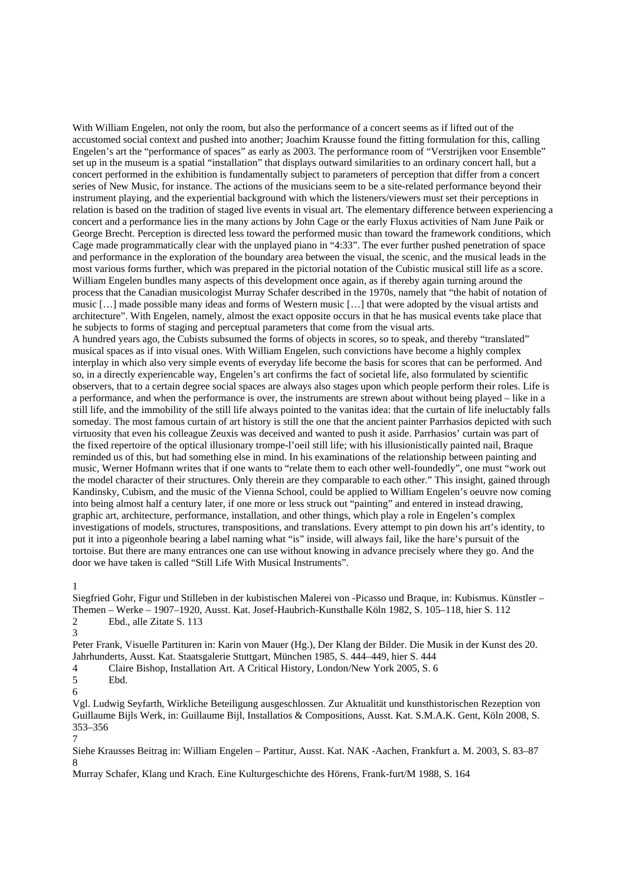With William Engelen, not only the room, but also the performance of a concert seems as if lifted out of the accustomed social context and pushed into another; Joachim Krausse found the fitting formulation for this, calling Engelen's art the "performance of spaces" as early as 2003. The performance room of "Verstrijken voor Ensemble" set up in the museum is a spatial "installation" that displays outward similarities to an ordinary concert hall, but a concert performed in the exhibition is fundamentally subject to parameters of perception that differ from a concert series of New Music, for instance. The actions of the musicians seem to be a site-related performance beyond their instrument playing, and the experiential background with which the listeners/viewers must set their perceptions in relation is based on the tradition of staged live events in visual art. The elementary difference between experiencing a concert and a performance lies in the many actions by John Cage or the early Fluxus activities of Nam June Paik or George Brecht. Perception is directed less toward the performed music than toward the framework conditions, which Cage made programmatically clear with the unplayed piano in "4:33". The ever further pushed penetration of space and performance in the exploration of the boundary area between the visual, the scenic, and the musical leads in the most various forms further, which was prepared in the pictorial notation of the Cubistic musical still life as a score. William Engelen bundles many aspects of this development once again, as if thereby again turning around the process that the Canadian musicologist Murray Schafer described in the 1970s, namely that "the habit of notation of music […] made possible many ideas and forms of Western music […] that were adopted by the visual artists and architecture". With Engelen, namely, almost the exact opposite occurs in that he has musical events take place that he subjects to forms of staging and perceptual parameters that come from the visual arts.

A hundred years ago, the Cubists subsumed the forms of objects in scores, so to speak, and thereby "translated" musical spaces as if into visual ones. With William Engelen, such convictions have become a highly complex interplay in which also very simple events of everyday life become the basis for scores that can be performed. And so, in a directly experiencable way, Engelen's art confirms the fact of societal life, also formulated by scientific observers, that to a certain degree social spaces are always also stages upon which people perform their roles. Life is a performance, and when the performance is over, the instruments are strewn about without being played – like in a still life, and the immobility of the still life always pointed to the vanitas idea: that the curtain of life ineluctably falls someday. The most famous curtain of art history is still the one that the ancient painter Parrhasios depicted with such virtuosity that even his colleague Zeuxis was deceived and wanted to push it aside. Parrhasios' curtain was part of the fixed repertoire of the optical illusionary trompe-l'oeil still life; with his illusionistically painted nail, Braque reminded us of this, but had something else in mind. In his examinations of the relationship between painting and music, Werner Hofmann writes that if one wants to "relate them to each other well-foundedly", one must "work out the model character of their structures. Only therein are they comparable to each other." This insight, gained through Kandinsky, Cubism, and the music of the Vienna School, could be applied to William Engelen's oeuvre now coming into being almost half a century later, if one more or less struck out "painting" and entered in instead drawing, graphic art, architecture, performance, installation, and other things, which play a role in Engelen's complex investigations of models, structures, transpositions, and translations. Every attempt to pin down his art's identity, to put it into a pigeonhole bearing a label naming what "is" inside, will always fail, like the hare's pursuit of the tortoise. But there are many entrances one can use without knowing in advance precisely where they go. And the door we have taken is called "Still Life With Musical Instruments".

1 Siegfried Gohr, Figur und Stilleben in der kubistischen Malerei von -Picasso und Braque, in: Kubismus. Künstler – Themen – Werke – 1907–1920, Ausst. Kat. Josef-Haubrich-Kunsthalle Köln 1982, S. 105–118, hier S. 112

2 Ebd., alle Zitate S. 113

3 Peter Frank, Visuelle Partituren in: Karin von Mauer (Hg.), Der Klang der Bilder. Die Musik in der Kunst des 20. Jahrhunderts, Ausst. Kat. Staatsgalerie Stuttgart, München 1985, S. 444–449, hier S. 444

4 Claire Bishop, Installation Art. A Critical History, London/New York 2005, S. 6

5 Ebd.

6 Vgl. Ludwig Seyfarth, Wirkliche Beteiligung ausgeschlossen. Zur Aktualität und kunsthistorischen Rezeption von Guillaume Bijls Werk, in: Guillaume Bijl, Installatios & Compositions, Ausst. Kat. S.M.A.K. Gent, Köln 2008, S. 353–356

7 Siehe Krausses Beitrag in: William Engelen – Partitur, Ausst. Kat. NAK -Aachen, Frankfurt a. M. 2003, S. 83–87

8 Murray Schafer, Klang und Krach. Eine Kulturgeschichte des Hörens, Frank-furt/M 1988, S. 164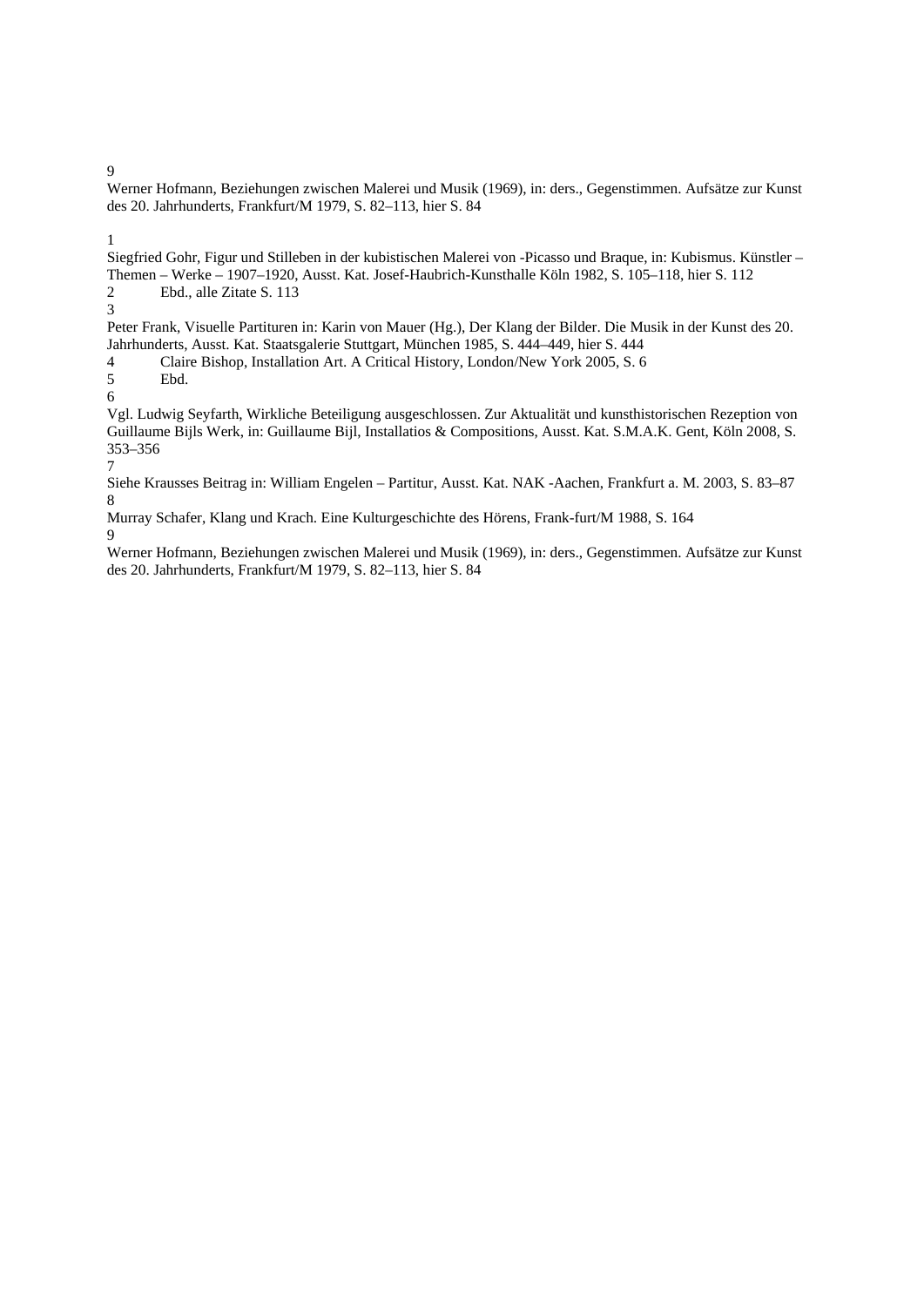9
Werner Hofmann, Beziehungen zwischen Malerei und Musik (1969), in: ders., Gegenstimmen. Aufsätze zur Kunst des 20. Jahrhunderts, Frankfurt/M 1979, S. 82–113, hier S. 84

1
Siegfried Gohr, Figur und Stilleben in der kubistischen Malerei von -Picasso und Braque, in: Kubismus. Künstler – Themen – Werke – 1907–1920, Ausst. Kat. Josef-Haubrich-Kunsthalle Köln 1982, S. 105–118, hier S. 112

2 Ebd., alle Zitate S. 113

3
Peter Frank, Visuelle Partituren in: Karin von Mauer (Hg.), Der Klang der Bilder. Die Musik in der Kunst des 20. Jahrhunderts, Ausst. Kat. Staatsgalerie Stuttgart, München 1985, S. 444–449, hier S. 444

4 Claire Bishop, Installation Art. A Critical History, London/New York 2005, S. 6

5 Ebd.

6
Vgl. Ludwig Seyfarth, Wirkliche Beteiligung ausgeschlossen. Zur Aktualität und kunsthistorischen Rezeption von Guillaume Bijls Werk, in: Guillaume Bijl, Installatios & Compositions, Ausst. Kat. S.M.A.K. Gent, Köln 2008, S. 353–356

7
Siehe Krausses Beitrag in: William Engelen – Partitur, Ausst. Kat. NAK -Aachen, Frankfurt a. M. 2003, S. 83–87

8
Murray Schafer, Klang und Krach. Eine Kulturgeschichte des Hörens, Frank-furt/M 1988, S. 164

9
Werner Hofmann, Beziehungen zwischen Malerei und Musik (1969), in: ders., Gegenstimmen. Aufsätze zur Kunst des 20. Jahrhunderts, Frankfurt/M 1979, S. 82–113, hier S. 84